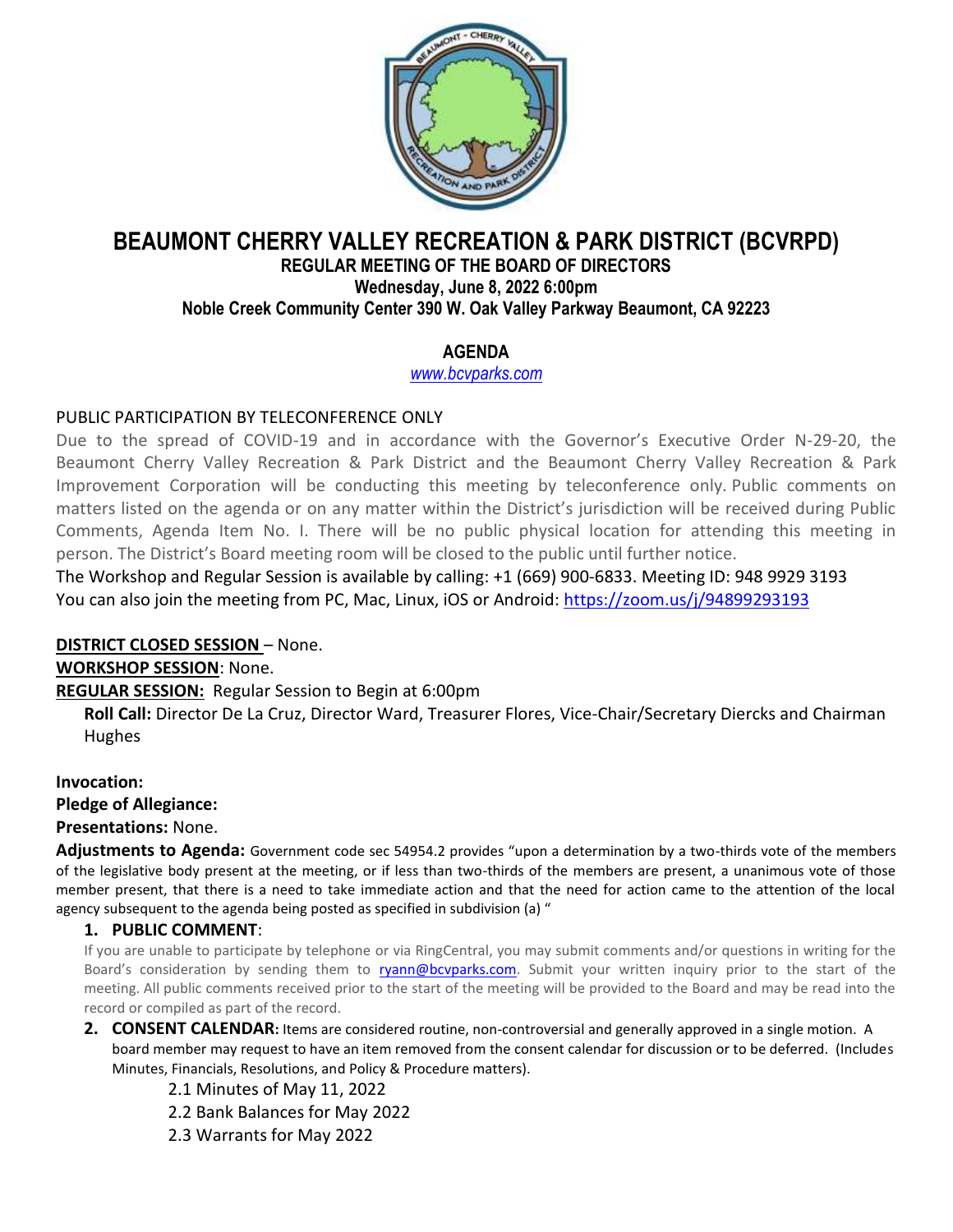# BEAUMONT CHERRY VALLEY RECREATION & PARK DISTRICT (BCVRPD)

## REGULAR MEETING OF THE BOARD OF DIRECTORS

**Wednesday, June 8, 2022 6:00pm**

**Noble Creek Community Center 390 W. Oak Valley Parkway Beaumont, CA 92223**

### AGENDA

*www.bcvparks.com*

PUBLIC PARTICIPATION BY TELECONFERENCE ONLY

Due to the spread of COVID-19 and in accordance with the Governor's Executive Order N-29-20, the Beaumont Cherry Valley Recreation & Park District and the Beaumont Cherry Valley Recreation & Park Improvement Corporation will be conducting this meeting by teleconference only. Public comments on matters listed on the agenda or on any matter within the District's jurisdiction will be received during Public Comments, Agenda Item No. I. There will be no public physical location for attending this meeting in person. The District's Board meeting room will be closed to the public until further notice.

The Workshop and Regular Session is available by calling: +1 (669) 900-6833. Meeting ID: 948 9929 3193

You can also join the meeting from PC, Mac, Linux, iOS or Android: https://zoom.us/j/94899293193

**DISTRICT CLOSED SESSION** – None.

**WORKSHOP SESSION**: None.

**REGULAR SESSION:** Regular Session to Begin at 6:00pm

**Roll Call:** Director De La Cruz, Director Ward, Treasurer Flores, Vice-Chair/Secretary Diercks and Chairman Hughes

**Invocation:**

**Pledge of Allegiance:**

**Presentations:** None.

**Adjustments to Agenda:** Government code sec 54954.2 provides "upon a determination by a two-thirds vote of the members of the legislative body present at the meeting, or if less than two-thirds of the members are present, a unanimous vote of those member present, that there is a need to take immediate action and that the need for action came to the attention of the local agency subsequent to the agenda being posted as specified in subdivision (a) "

1. **PUBLIC COMMENT**:

   If you are unable to participate by telephone or via RingCentral, you may submit comments and/or questions in writing for the Board's consideration by sending them to ryann@bcvparks.com. Submit your written inquiry prior to the start of the meeting. All public comments received prior to the start of the meeting will be provided to the Board and may be read into the record or compiled as part of the record.

2. **CONSENT CALENDAR:** Items are considered routine, non-controversial and generally approved in a single motion. A board member may request to have an item removed from the consent calendar for discussion or to be deferred. (Includes Minutes, Financials, Resolutions, and Policy & Procedure matters).

   2.1 Minutes of May 11, 2022

   2.2 Bank Balances for May 2022

   2.3 Warrants for May 2022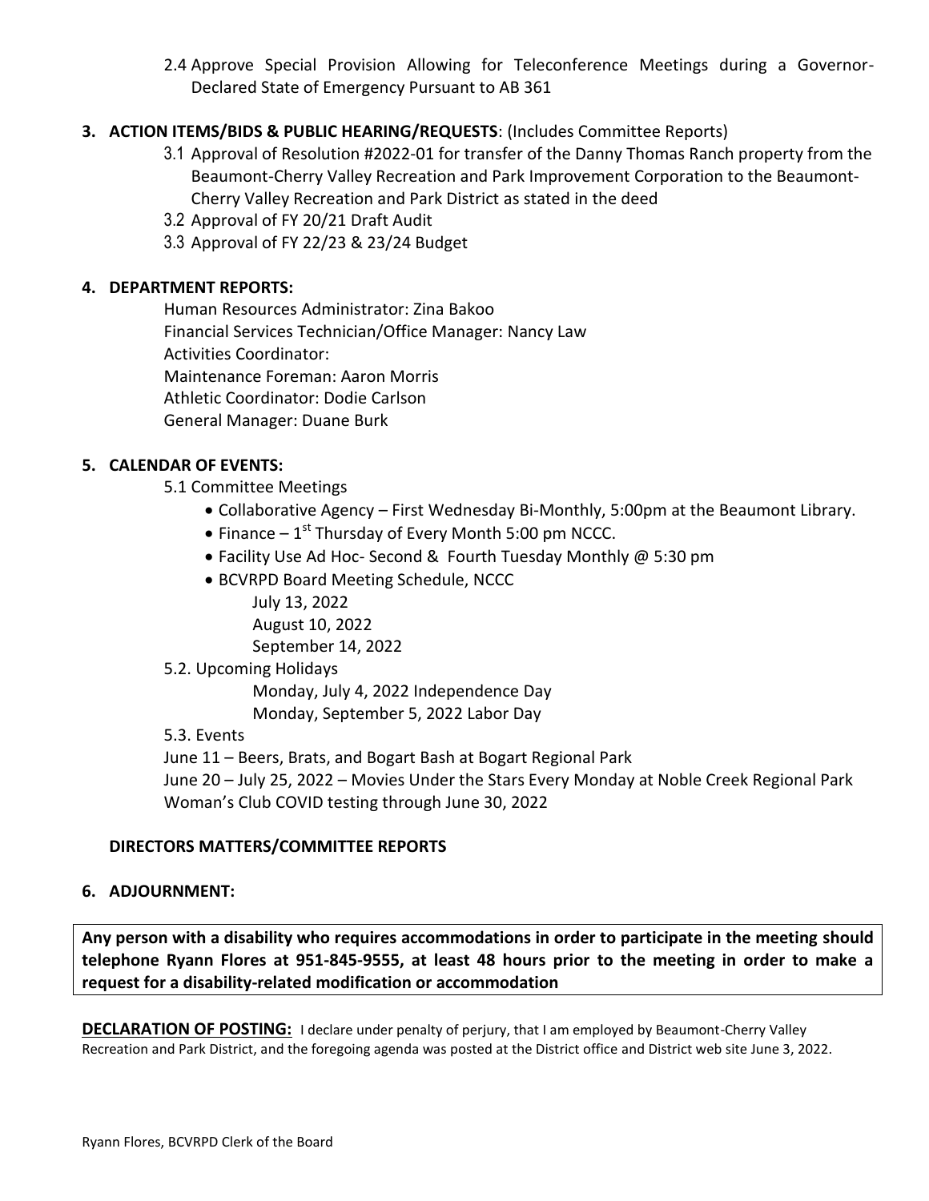2.4 Approve Special Provision Allowing for Teleconference Meetings during a Governor-Declared State of Emergency Pursuant to AB 361

**3. ACTION ITEMS/BIDS & PUBLIC HEARING/REQUESTS**: (Includes Committee Reports)

3.1 Approval of Resolution #2022-01 for transfer of the Danny Thomas Ranch property from the Beaumont-Cherry Valley Recreation and Park Improvement Corporation to the Beaumont-Cherry Valley Recreation and Park District as stated in the deed

3.2 Approval of FY 20/21 Draft Audit

3.3 Approval of FY 22/23 & 23/24 Budget

**4. DEPARTMENT REPORTS:**

Human Resources Administrator: Zina Bakoo
Financial Services Technician/Office Manager: Nancy Law
Activities Coordinator:
Maintenance Foreman: Aaron Morris
Athletic Coordinator: Dodie Carlson
General Manager: Duane Burk

**5. CALENDAR OF EVENTS:**

5.1 Committee Meetings

- Collaborative Agency – First Wednesday Bi-Monthly, 5:00pm at the Beaumont Library.
- Finance – 1st Thursday of Every Month 5:00 pm NCCC.
- Facility Use Ad Hoc- Second & Fourth Tuesday Monthly @ 5:30 pm
- BCVRPD Board Meeting Schedule, NCCC
  - July 13, 2022
  - August 10, 2022
  - September 14, 2022

5.2. Upcoming Holidays

Monday, July 4, 2022 Independence Day
Monday, September 5, 2022 Labor Day

5.3. Events

June 11 – Beers, Brats, and Bogart Bash at Bogart Regional Park
June 20 – July 25, 2022 – Movies Under the Stars Every Monday at Noble Creek Regional Park
Woman's Club COVID testing through June 30, 2022

**DIRECTORS MATTERS/COMMITTEE REPORTS**

**6. ADJOURNMENT:**

**Any person with a disability who requires accommodations in order to participate in the meeting should telephone Ryann Flores at 951-845-9555, at least 48 hours prior to the meeting in order to make a request for a disability-related modification or accommodation**

**DECLARATION OF POSTING:** I declare under penalty of perjury, that I am employed by Beaumont-Cherry Valley Recreation and Park District, and the foregoing agenda was posted at the District office and District web site June 3, 2022.

Ryann Flores, BCVRPD Clerk of the Board